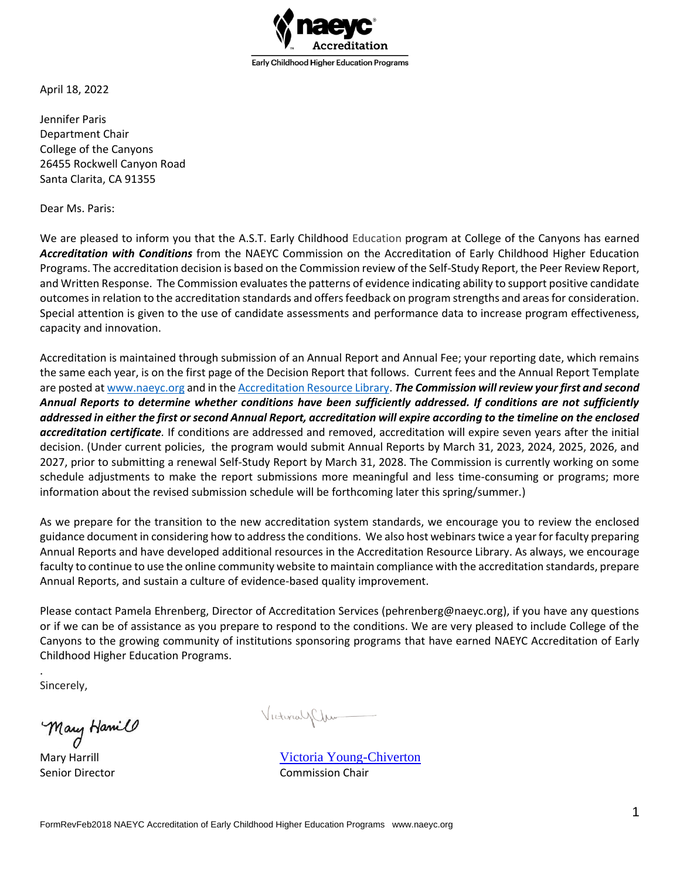naeyc Accreditation

Early Childhood Higher Education Programs

April 18, 2022

Jennifer Paris
Department Chair
College of the Canyons
26455 Rockwell Canyon Road
Santa Clarita, CA 91355

Dear Ms. Paris:

We are pleased to inform you that the A.S.T. Early Childhood Education program at College of the Canyons has earned ***Accreditation with Conditions*** from the NAEYC Commission on the Accreditation of Early Childhood Higher Education Programs. The accreditation decision is based on the Commission review of the Self-Study Report, the Peer Review Report, and Written Response. The Commission evaluates the patterns of evidence indicating ability to support positive candidate outcomes in relation to the accreditation standards and offers feedback on program strengths and areas for consideration. Special attention is given to the use of candidate assessments and performance data to increase program effectiveness, capacity and innovation.

Accreditation is maintained through submission of an Annual Report and Annual Fee; your reporting date, which remains the same each year, is on the first page of the Decision Report that follows. Current fees and the Annual Report Template are posted at [www.naeyc.org](www.naeyc.org) and in the [Accreditation Resource Library](). ***The Commission will review your first and second Annual Reports to determine whether conditions have been sufficiently addressed. If conditions are not sufficiently addressed in either the first or second Annual Report, accreditation will expire according to the timeline on the enclosed accreditation certificate.*** If conditions are addressed and removed, accreditation will expire seven years after the initial decision. (Under current policies, the program would submit Annual Reports by March 31, 2023, 2024, 2025, 2026, and 2027, prior to submitting a renewal Self-Study Report by March 31, 2028. The Commission is currently working on some schedule adjustments to make the report submissions more meaningful and less time-consuming or programs; more information about the revised submission schedule will be forthcoming later this spring/summer.)

As we prepare for the transition to the new accreditation system standards, we encourage you to review the enclosed guidance document in considering how to address the conditions. We also host webinars twice a year for faculty preparing Annual Reports and have developed additional resources in the Accreditation Resource Library. As always, we encourage faculty to continue to use the online community website to maintain compliance with the accreditation standards, prepare Annual Reports, and sustain a culture of evidence-based quality improvement.

Please contact Pamela Ehrenberg, Director of Accreditation Services (pehrenberg@naeyc.org), if you have any questions or if we can be of assistance as you prepare to respond to the conditions. We are very pleased to include College of the Canyons to the growing community of institutions sponsoring programs that have earned NAEYC Accreditation of Early Childhood Higher Education Programs.

.
Sincerely,

Mary Harrill
Senior Director

Victoria Young-Chiverton
Commission Chair

FormRevFeb2018 NAEYC Accreditation of Early Childhood Higher Education Programs www.naeyc.org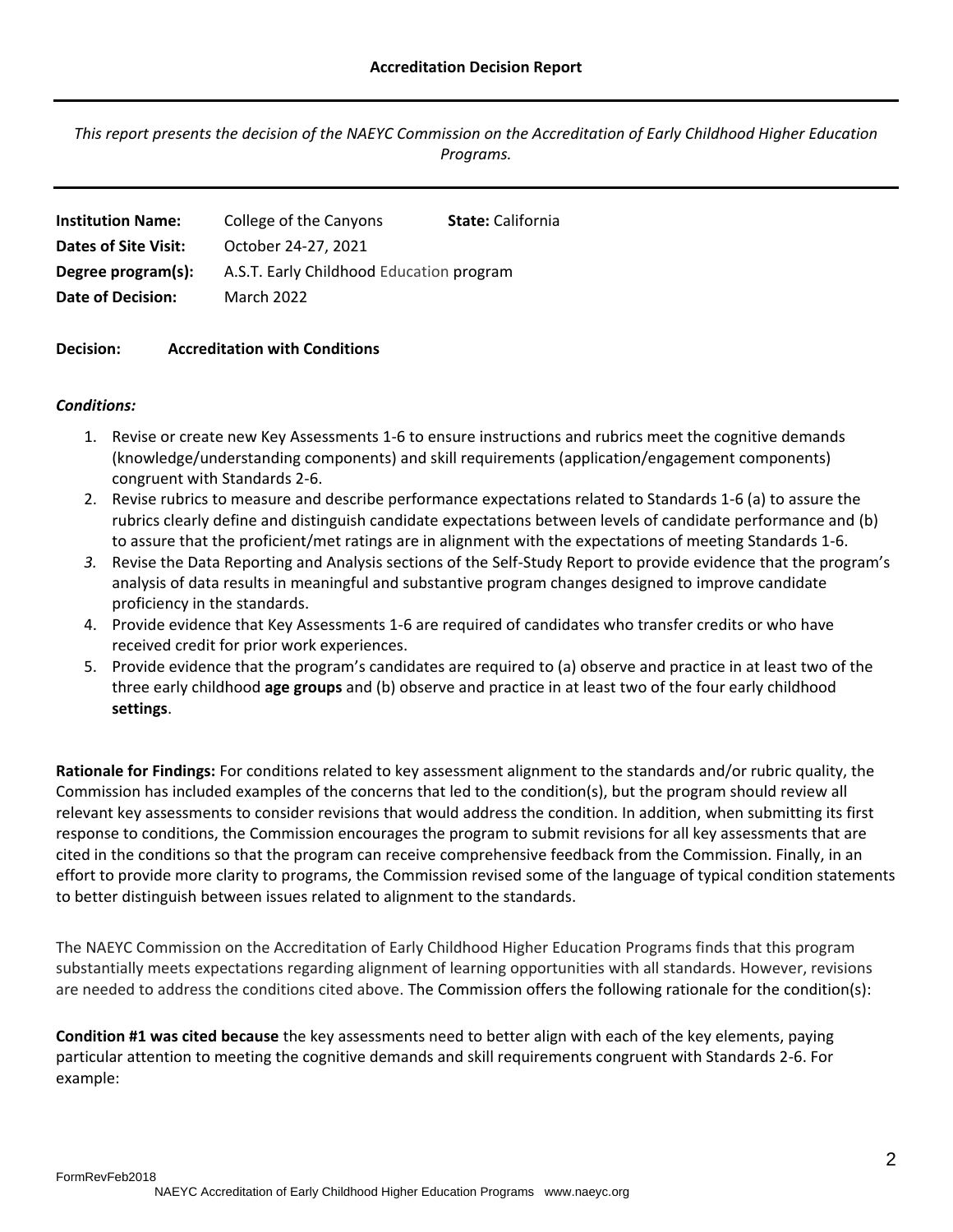**Accreditation Decision Report**

---

*This report presents the decision of the NAEYC Commission on the Accreditation of Early Childhood Higher Education Programs.*

---

| | | |
|---|---|---|
| **Institution Name:** | College of the Canyons | **State:** California |
| **Dates of Site Visit:** | October 24-27, 2021 | |
| **Degree program(s):** | A.S.T. Early Childhood Education program | |
| **Date of Decision:** | March 2022 | |

**Decision:** **Accreditation with Conditions**

***Conditions:***

1. Revise or create new Key Assessments 1-6 to ensure instructions and rubrics meet the cognitive demands (knowledge/understanding components) and skill requirements (application/engagement components) congruent with Standards 2-6.
2. Revise rubrics to measure and describe performance expectations related to Standards 1-6 (a) to assure the rubrics clearly define and distinguish candidate expectations between levels of candidate performance and (b) to assure that the proficient/met ratings are in alignment with the expectations of meeting Standards 1-6.
3. Revise the Data Reporting and Analysis sections of the Self-Study Report to provide evidence that the program's analysis of data results in meaningful and substantive program changes designed to improve candidate proficiency in the standards.
4. Provide evidence that Key Assessments 1-6 are required of candidates who transfer credits or who have received credit for prior work experiences.
5. Provide evidence that the program's candidates are required to (a) observe and practice in at least two of the three early childhood **age groups** and (b) observe and practice in at least two of the four early childhood **settings**.

**Rationale for Findings:** For conditions related to key assessment alignment to the standards and/or rubric quality, the Commission has included examples of the concerns that led to the condition(s), but the program should review all relevant key assessments to consider revisions that would address the condition. In addition, when submitting its first response to conditions, the Commission encourages the program to submit revisions for all key assessments that are cited in the conditions so that the program can receive comprehensive feedback from the Commission. Finally, in an effort to provide more clarity to programs, the Commission revised some of the language of typical condition statements to better distinguish between issues related to alignment to the standards.

The NAEYC Commission on the Accreditation of Early Childhood Higher Education Programs finds that this program substantially meets expectations regarding alignment of learning opportunities with all standards. However, revisions are needed to address the conditions cited above. The Commission offers the following rationale for the condition(s):

**Condition #1 was cited because** the key assessments need to better align with each of the key elements, paying particular attention to meeting the cognitive demands and skill requirements congruent with Standards 2-6. For example: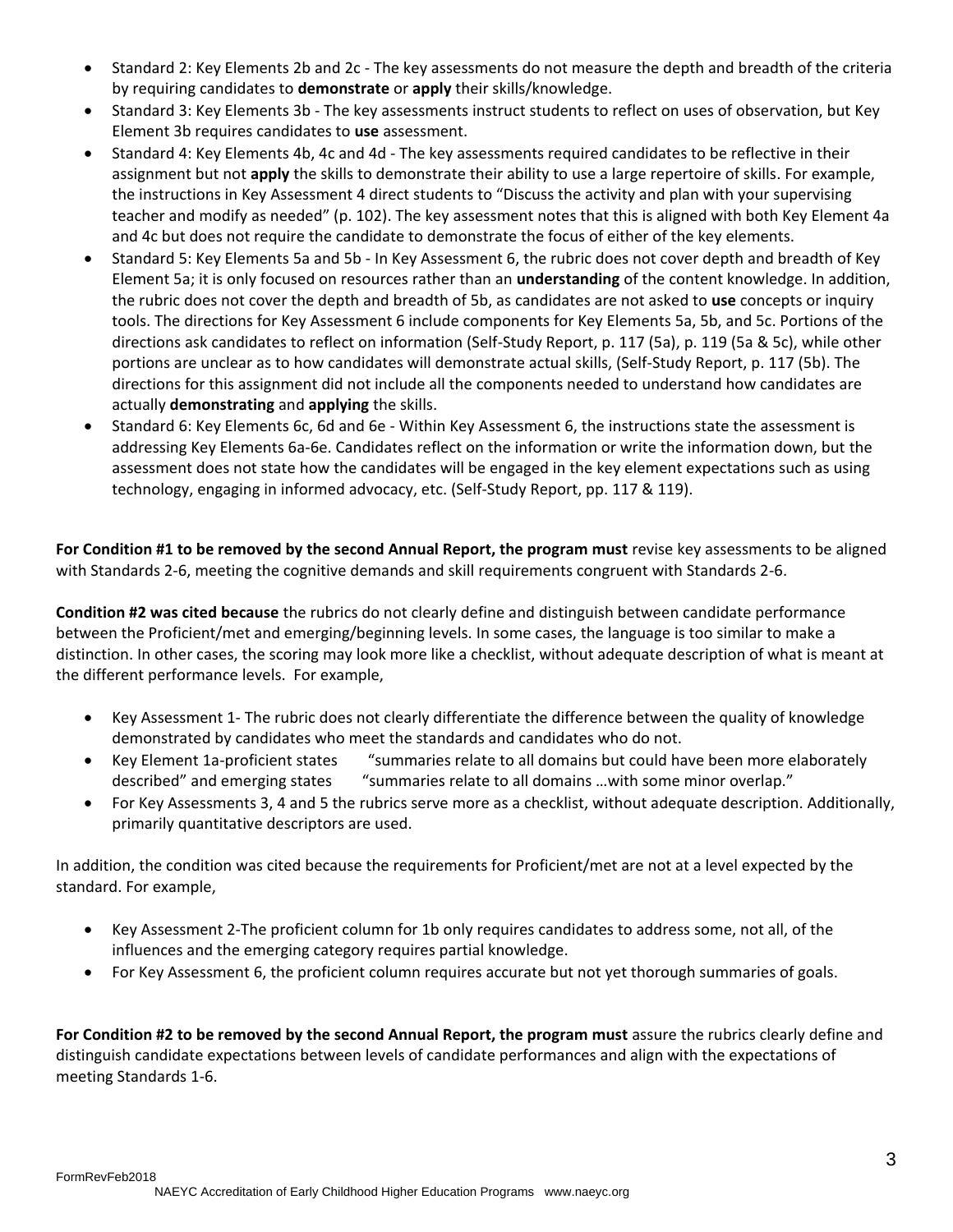- Standard 2: Key Elements 2b and 2c - The key assessments do not measure the depth and breadth of the criteria by requiring candidates to **demonstrate** or **apply** their skills/knowledge.
- Standard 3: Key Elements 3b - The key assessments instruct students to reflect on uses of observation, but Key Element 3b requires candidates to **use** assessment.
- Standard 4: Key Elements 4b, 4c and 4d - The key assessments required candidates to be reflective in their assignment but not **apply** the skills to demonstrate their ability to use a large repertoire of skills. For example, the instructions in Key Assessment 4 direct students to "Discuss the activity and plan with your supervising teacher and modify as needed" (p. 102). The key assessment notes that this is aligned with both Key Element 4a and 4c but does not require the candidate to demonstrate the focus of either of the key elements.
- Standard 5: Key Elements 5a and 5b - In Key Assessment 6, the rubric does not cover depth and breadth of Key Element 5a; it is only focused on resources rather than an **understanding** of the content knowledge. In addition, the rubric does not cover the depth and breadth of 5b, as candidates are not asked to **use** concepts or inquiry tools. The directions for Key Assessment 6 include components for Key Elements 5a, 5b, and 5c. Portions of the directions ask candidates to reflect on information (Self-Study Report, p. 117 (5a), p. 119 (5a & 5c), while other portions are unclear as to how candidates will demonstrate actual skills, (Self-Study Report, p. 117 (5b). The directions for this assignment did not include all the components needed to understand how candidates are actually **demonstrating** and **applying** the skills.
- Standard 6: Key Elements 6c, 6d and 6e - Within Key Assessment 6, the instructions state the assessment is addressing Key Elements 6a-6e. Candidates reflect on the information or write the information down, but the assessment does not state how the candidates will be engaged in the key element expectations such as using technology, engaging in informed advocacy, etc. (Self-Study Report, pp. 117 & 119).

**For Condition #1 to be removed by the second Annual Report, the program must** revise key assessments to be aligned with Standards 2-6, meeting the cognitive demands and skill requirements congruent with Standards 2-6.

**Condition #2 was cited because** the rubrics do not clearly define and distinguish between candidate performance between the Proficient/met and emerging/beginning levels. In some cases, the language is too similar to make a distinction. In other cases, the scoring may look more like a checklist, without adequate description of what is meant at the different performance levels. For example,

- Key Assessment 1- The rubric does not clearly differentiate the difference between the quality of knowledge demonstrated by candidates who meet the standards and candidates who do not.
- Key Element 1a-proficient states "summaries relate to all domains but could have been more elaborately described" and emerging states "summaries relate to all domains …with some minor overlap."
- For Key Assessments 3, 4 and 5 the rubrics serve more as a checklist, without adequate description. Additionally, primarily quantitative descriptors are used.

In addition, the condition was cited because the requirements for Proficient/met are not at a level expected by the standard. For example,

- Key Assessment 2-The proficient column for 1b only requires candidates to address some, not all, of the influences and the emerging category requires partial knowledge.
- For Key Assessment 6, the proficient column requires accurate but not yet thorough summaries of goals.

**For Condition #2 to be removed by the second Annual Report, the program must** assure the rubrics clearly define and distinguish candidate expectations between levels of candidate performances and align with the expectations of meeting Standards 1-6.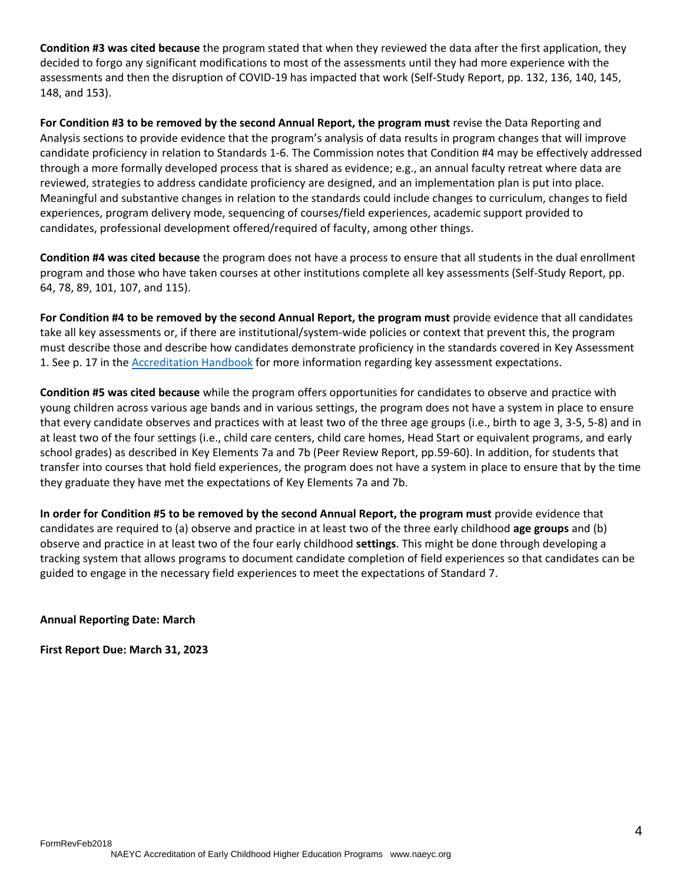**Condition #3 was cited because** the program stated that when they reviewed the data after the first application, they decided to forgo any significant modifications to most of the assessments until they had more experience with the assessments and then the disruption of COVID-19 has impacted that work (Self-Study Report, pp. 132, 136, 140, 145, 148, and 153).

**For Condition #3 to be removed by the second Annual Report, the program must** revise the Data Reporting and Analysis sections to provide evidence that the program's analysis of data results in program changes that will improve candidate proficiency in relation to Standards 1-6. The Commission notes that Condition #4 may be effectively addressed through a more formally developed process that is shared as evidence; e.g., an annual faculty retreat where data are reviewed, strategies to address candidate proficiency are designed, and an implementation plan is put into place. Meaningful and substantive changes in relation to the standards could include changes to curriculum, changes to field experiences, program delivery mode, sequencing of courses/field experiences, academic support provided to candidates, professional development offered/required of faculty, among other things.

**Condition #4 was cited because** the program does not have a process to ensure that all students in the dual enrollment program and those who have taken courses at other institutions complete all key assessments (Self-Study Report, pp. 64, 78, 89, 101, 107, and 115).

**For Condition #4 to be removed by the second Annual Report, the program must** provide evidence that all candidates take all key assessments or, if there are institutional/system-wide policies or context that prevent this, the program must describe those and describe how candidates demonstrate proficiency in the standards covered in Key Assessment 1. See p. 17 in the [Accreditation Handbook] for more information regarding key assessment expectations.

**Condition #5 was cited because** while the program offers opportunities for candidates to observe and practice with young children across various age bands and in various settings, the program does not have a system in place to ensure that every candidate observes and practices with at least two of the three age groups (i.e., birth to age 3, 3-5, 5-8) and in at least two of the four settings (i.e., child care centers, child care homes, Head Start or equivalent programs, and early school grades) as described in Key Elements 7a and 7b (Peer Review Report, pp.59-60). In addition, for students that transfer into courses that hold field experiences, the program does not have a system in place to ensure that by the time they graduate they have met the expectations of Key Elements 7a and 7b.

**In order for Condition #5 to be removed by the second Annual Report, the program must** provide evidence that candidates are required to (a) observe and practice in at least two of the three early childhood **age groups** and (b) observe and practice in at least two of the four early childhood **settings**. This might be done through developing a tracking system that allows programs to document candidate completion of field experiences so that candidates can be guided to engage in the necessary field experiences to meet the expectations of Standard 7.

**Annual Reporting Date: March**

**First Report Due: March 31, 2023**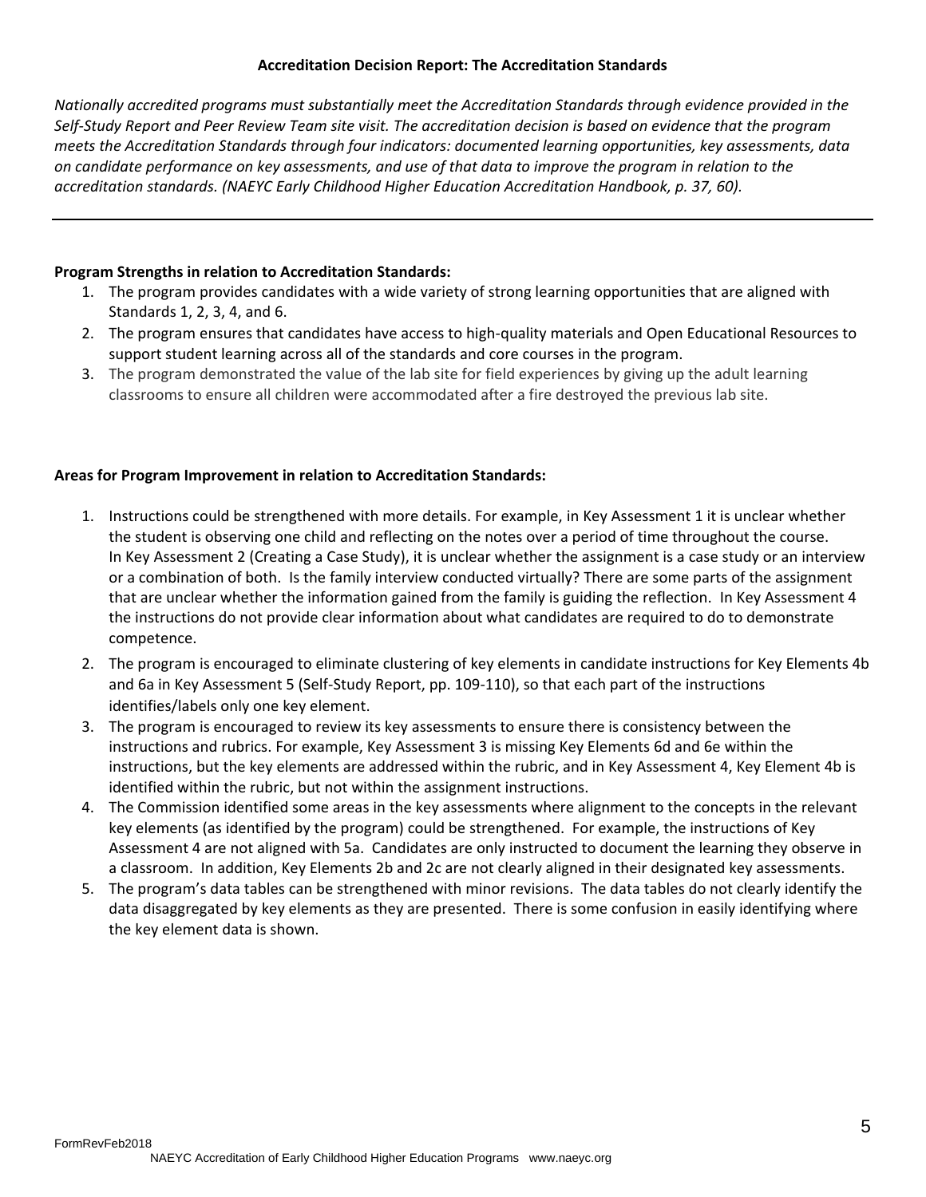**Accreditation Decision Report: The Accreditation Standards**

*Nationally accredited programs must substantially meet the Accreditation Standards through evidence provided in the Self-Study Report and Peer Review Team site visit. The accreditation decision is based on evidence that the program meets the Accreditation Standards through four indicators: documented learning opportunities, key assessments, data on candidate performance on key assessments, and use of that data to improve the program in relation to the accreditation standards. (NAEYC Early Childhood Higher Education Accreditation Handbook, p. 37, 60).*

---

**Program Strengths in relation to Accreditation Standards:**

1. The program provides candidates with a wide variety of strong learning opportunities that are aligned with Standards 1, 2, 3, 4, and 6.
2. The program ensures that candidates have access to high-quality materials and Open Educational Resources to support student learning across all of the standards and core courses in the program.
3. The program demonstrated the value of the lab site for field experiences by giving up the adult learning classrooms to ensure all children were accommodated after a fire destroyed the previous lab site.

**Areas for Program Improvement in relation to Accreditation Standards:**

1. Instructions could be strengthened with more details. For example, in Key Assessment 1 it is unclear whether the student is observing one child and reflecting on the notes over a period of time throughout the course. In Key Assessment 2 (Creating a Case Study), it is unclear whether the assignment is a case study or an interview or a combination of both. Is the family interview conducted virtually? There are some parts of the assignment that are unclear whether the information gained from the family is guiding the reflection. In Key Assessment 4 the instructions do not provide clear information about what candidates are required to do to demonstrate competence.
2. The program is encouraged to eliminate clustering of key elements in candidate instructions for Key Elements 4b and 6a in Key Assessment 5 (Self-Study Report, pp. 109-110), so that each part of the instructions identifies/labels only one key element.
3. The program is encouraged to review its key assessments to ensure there is consistency between the instructions and rubrics. For example, Key Assessment 3 is missing Key Elements 6d and 6e within the instructions, but the key elements are addressed within the rubric, and in Key Assessment 4, Key Element 4b is identified within the rubric, but not within the assignment instructions.
4. The Commission identified some areas in the key assessments where alignment to the concepts in the relevant key elements (as identified by the program) could be strengthened. For example, the instructions of Key Assessment 4 are not aligned with 5a. Candidates are only instructed to document the learning they observe in a classroom. In addition, Key Elements 2b and 2c are not clearly aligned in their designated key assessments.
5. The program's data tables can be strengthened with minor revisions. The data tables do not clearly identify the data disaggregated by key elements as they are presented. There is some confusion in easily identifying where the key element data is shown.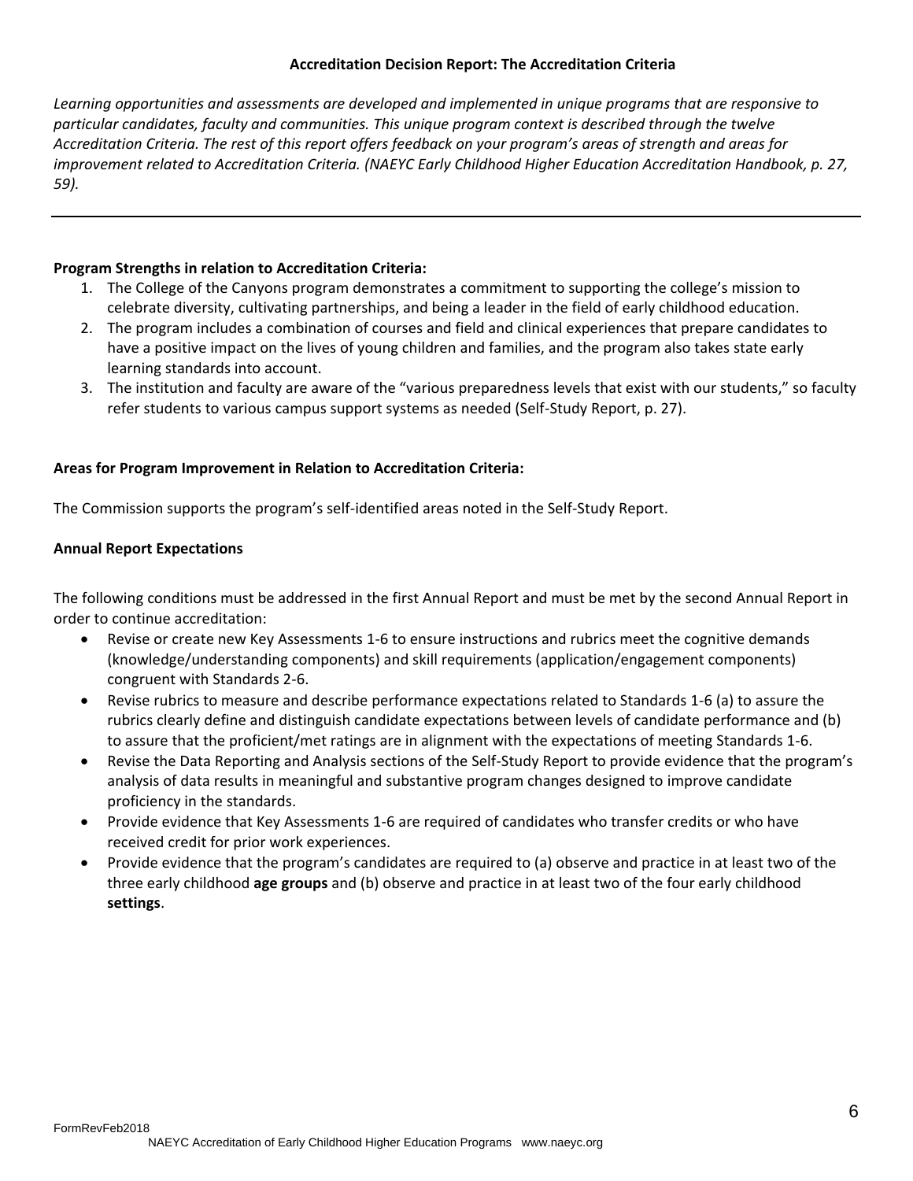### Accreditation Decision Report: The Accreditation Criteria

*Learning opportunities and assessments are developed and implemented in unique programs that are responsive to particular candidates, faculty and communities. This unique program context is described through the twelve Accreditation Criteria. The rest of this report offers feedback on your program's areas of strength and areas for improvement related to Accreditation Criteria. (NAEYC Early Childhood Higher Education Accreditation Handbook, p. 27, 59).*

---

**Program Strengths in relation to Accreditation Criteria:**

1. The College of the Canyons program demonstrates a commitment to supporting the college's mission to celebrate diversity, cultivating partnerships, and being a leader in the field of early childhood education.
2. The program includes a combination of courses and field and clinical experiences that prepare candidates to have a positive impact on the lives of young children and families, and the program also takes state early learning standards into account.
3. The institution and faculty are aware of the "various preparedness levels that exist with our students," so faculty refer students to various campus support systems as needed (Self-Study Report, p. 27).

**Areas for Program Improvement in Relation to Accreditation Criteria:**

The Commission supports the program's self-identified areas noted in the Self-Study Report.

**Annual Report Expectations**

The following conditions must be addressed in the first Annual Report and must be met by the second Annual Report in order to continue accreditation:

- Revise or create new Key Assessments 1-6 to ensure instructions and rubrics meet the cognitive demands (knowledge/understanding components) and skill requirements (application/engagement components) congruent with Standards 2-6.
- Revise rubrics to measure and describe performance expectations related to Standards 1-6 (a) to assure the rubrics clearly define and distinguish candidate expectations between levels of candidate performance and (b) to assure that the proficient/met ratings are in alignment with the expectations of meeting Standards 1-6.
- Revise the Data Reporting and Analysis sections of the Self-Study Report to provide evidence that the program's analysis of data results in meaningful and substantive program changes designed to improve candidate proficiency in the standards.
- Provide evidence that Key Assessments 1-6 are required of candidates who transfer credits or who have received credit for prior work experiences.
- Provide evidence that the program's candidates are required to (a) observe and practice in at least two of the three early childhood **age groups** and (b) observe and practice in at least two of the four early childhood **settings**.